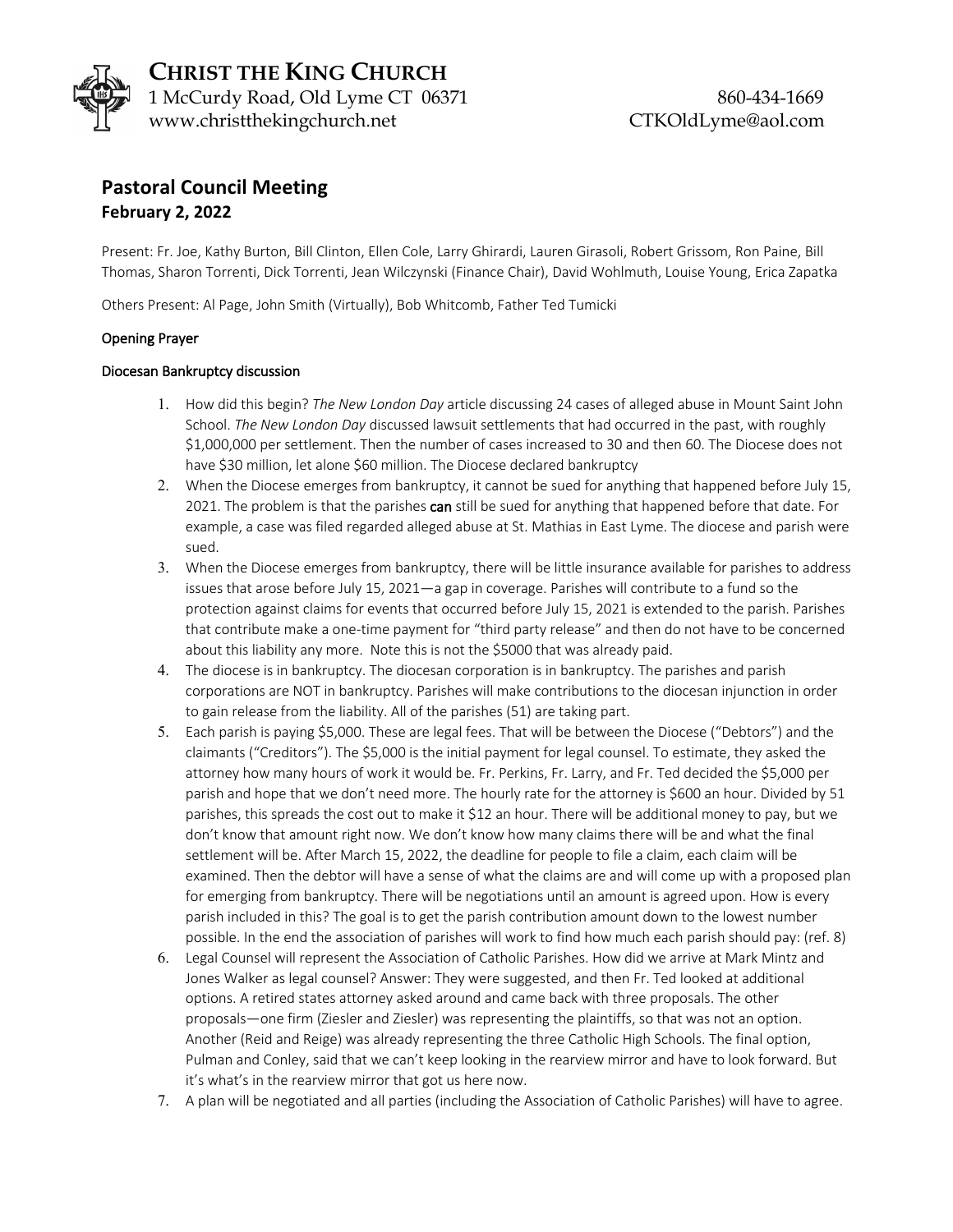# CHRIST THE KING CHURCH

1 McCurdy Road, Old Lyme CT 06371 860-434-1669
www.christthekingchurch.net CTKOldLyme@aol.com

## Pastoral Council Meeting
### February 2, 2022

Present: Fr. Joe, Kathy Burton, Bill Clinton, Ellen Cole, Larry Ghirardi, Lauren Girasoli, Robert Grissom, Ron Paine, Bill Thomas, Sharon Torrenti, Dick Torrenti, Jean Wilczynski (Finance Chair), David Wohlmuth, Louise Young, Erica Zapatka

Others Present: Al Page, John Smith (Virtually), Bob Whitcomb, Father Ted Tumicki

**Opening Prayer**

**Diocesan Bankruptcy discussion**

1. How did this begin? *The New London Day* article discussing 24 cases of alleged abuse in Mount Saint John School. *The New London Day* discussed lawsuit settlements that had occurred in the past, with roughly $1,000,000 per settlement. Then the number of cases increased to 30 and then 60. The Diocese does not have $30 million, let alone $60 million. The Diocese declared bankruptcy
2. When the Diocese emerges from bankruptcy, it cannot be sued for anything that happened before July 15, 2021. The problem is that the parishes **can** still be sued for anything that happened before that date. For example, a case was filed regarded alleged abuse at St. Mathias in East Lyme. The diocese and parish were sued.
3. When the Diocese emerges from bankruptcy, there will be little insurance available for parishes to address issues that arose before July 15, 2021—a gap in coverage. Parishes will contribute to a fund so the protection against claims for events that occurred before July 15, 2021 is extended to the parish. Parishes that contribute make a one-time payment for "third party release" and then do not have to be concerned about this liability any more. Note this is not the $5000 that was already paid.
4. The diocese is in bankruptcy. The diocesan corporation is in bankruptcy. The parishes and parish corporations are NOT in bankruptcy. Parishes will make contributions to the diocesan injunction in order to gain release from the liability. All of the parishes (51) are taking part.
5. Each parish is paying $5,000. These are legal fees. That will be between the Diocese ("Debtors") and the claimants ("Creditors"). The $5,000 is the initial payment for legal counsel. To estimate, they asked the attorney how many hours of work it would be. Fr. Perkins, Fr. Larry, and Fr. Ted decided the $5,000 per parish and hope that we don't need more. The hourly rate for the attorney is $600 an hour. Divided by 51 parishes, this spreads the cost out to make it $12 an hour. There will be additional money to pay, but we don't know that amount right now. We don't know how many claims there will be and what the final settlement will be. After March 15, 2022, the deadline for people to file a claim, each claim will be examined. Then the debtor will have a sense of what the claims are and will come up with a proposed plan for emerging from bankruptcy. There will be negotiations until an amount is agreed upon. How is every parish included in this? The goal is to get the parish contribution amount down to the lowest number possible. In the end the association of parishes will work to find how much each parish should pay: (ref. 8)
6. Legal Counsel will represent the Association of Catholic Parishes. How did we arrive at Mark Mintz and Jones Walker as legal counsel? Answer: They were suggested, and then Fr. Ted looked at additional options. A retired states attorney asked around and came back with three proposals. The other proposals—one firm (Ziesler and Ziesler) was representing the plaintiffs, so that was not an option. Another (Reid and Reige) was already representing the three Catholic High Schools. The final option, Pulman and Conley, said that we can't keep looking in the rearview mirror and have to look forward. But it's what's in the rearview mirror that got us here now.
7. A plan will be negotiated and all parties (including the Association of Catholic Parishes) will have to agree.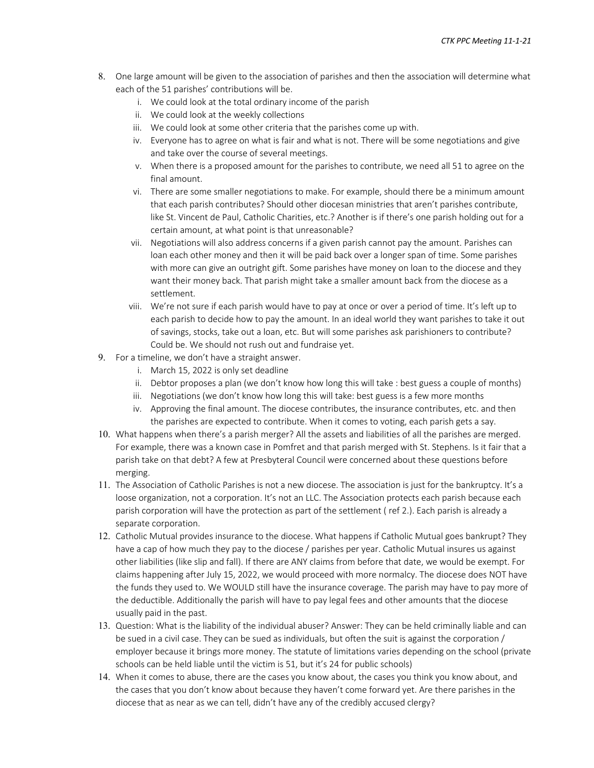8. One large amount will be given to the association of parishes and then the association will determine what each of the 51 parishes' contributions will be.
    i. We could look at the total ordinary income of the parish
    ii. We could look at the weekly collections
    iii. We could look at some other criteria that the parishes come up with.
    iv. Everyone has to agree on what is fair and what is not. There will be some negotiations and give and take over the course of several meetings.
    v. When there is a proposed amount for the parishes to contribute, we need all 51 to agree on the final amount.
    vi. There are some smaller negotiations to make. For example, should there be a minimum amount that each parish contributes? Should other diocesan ministries that aren't parishes contribute, like St. Vincent de Paul, Catholic Charities, etc.? Another is if there's one parish holding out for a certain amount, at what point is that unreasonable?
    vii. Negotiations will also address concerns if a given parish cannot pay the amount. Parishes can loan each other money and then it will be paid back over a longer span of time. Some parishes with more can give an outright gift. Some parishes have money on loan to the diocese and they want their money back. That parish might take a smaller amount back from the diocese as a settlement.
    viii. We're not sure if each parish would have to pay at once or over a period of time. It's left up to each parish to decide how to pay the amount. In an ideal world they want parishes to take it out of savings, stocks, take out a loan, etc. But will some parishes ask parishioners to contribute? Could be. We should not rush out and fundraise yet.
9. For a timeline, we don't have a straight answer.
    i. March 15, 2022 is only set deadline
    ii. Debtor proposes a plan (we don't know how long this will take : best guess a couple of months)
    iii. Negotiations (we don't know how long this will take: best guess is a few more months
    iv. Approving the final amount. The diocese contributes, the insurance contributes, etc. and then the parishes are expected to contribute. When it comes to voting, each parish gets a say.
10. What happens when there's a parish merger? All the assets and liabilities of all the parishes are merged. For example, there was a known case in Pomfret and that parish merged with St. Stephens. Is it fair that a parish take on that debt? A few at Presbyteral Council were concerned about these questions before merging.
11. The Association of Catholic Parishes is not a new diocese. The association is just for the bankruptcy. It's a loose organization, not a corporation. It's not an LLC. The Association protects each parish because each parish corporation will have the protection as part of the settlement ( ref 2.). Each parish is already a separate corporation.
12. Catholic Mutual provides insurance to the diocese. What happens if Catholic Mutual goes bankrupt? They have a cap of how much they pay to the diocese / parishes per year. Catholic Mutual insures us against other liabilities (like slip and fall). If there are ANY claims from before that date, we would be exempt. For claims happening after July 15, 2022, we would proceed with more normalcy. The diocese does NOT have the funds they used to. We WOULD still have the insurance coverage. The parish may have to pay more of the deductible. Additionally the parish will have to pay legal fees and other amounts that the diocese usually paid in the past.
13. Question: What is the liability of the individual abuser? Answer: They can be held criminally liable and can be sued in a civil case. They can be sued as individuals, but often the suit is against the corporation / employer because it brings more money. The statute of limitations varies depending on the school (private schools can be held liable until the victim is 51, but it's 24 for public schools)
14. When it comes to abuse, there are the cases you know about, the cases you think you know about, and the cases that you don't know about because they haven't come forward yet. Are there parishes in the diocese that as near as we can tell, didn't have any of the credibly accused clergy?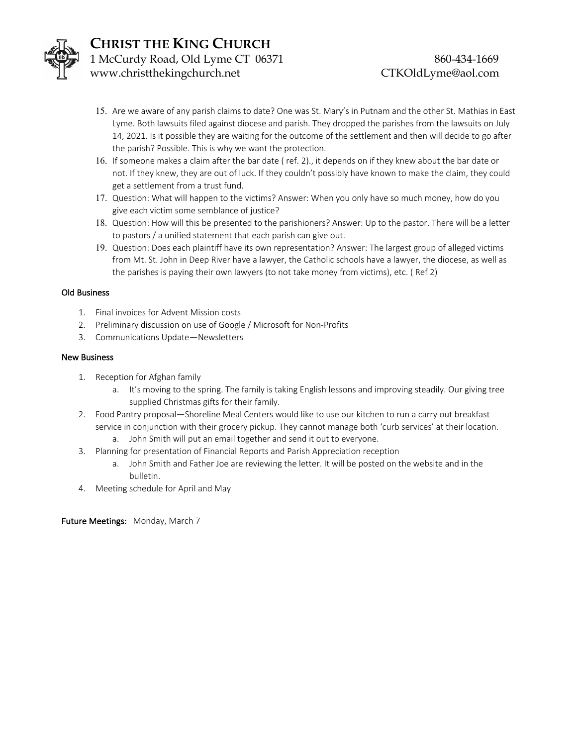15. Are we aware of any parish claims to date? One was St. Mary's in Putnam and the other St. Mathias in East Lyme. Both lawsuits filed against diocese and parish. They dropped the parishes from the lawsuits on July 14, 2021. Is it possible they are waiting for the outcome of the settlement and then will decide to go after the parish? Possible. This is why we want the protection.
16. If someone makes a claim after the bar date ( ref. 2)., it depends on if they knew about the bar date or not. If they knew, they are out of luck. If they couldn't possibly have known to make the claim, they could get a settlement from a trust fund.
17. Question: What will happen to the victims? Answer: When you only have so much money, how do you give each victim some semblance of justice?
18. Question: How will this be presented to the parishioners? Answer: Up to the pastor. There will be a letter to pastors / a unified statement that each parish can give out.
19. Question: Does each plaintiff have its own representation? Answer: The largest group of alleged victims from Mt. St. John in Deep River have a lawyer, the Catholic schools have a lawyer, the diocese, as well as the parishes is paying their own lawyers (to not take money from victims), etc. ( Ref 2)

### Old Business

1. Final invoices for Advent Mission costs
2. Preliminary discussion on use of Google / Microsoft for Non-Profits
3. Communications Update—Newsletters

### New Business

1. Reception for Afghan family
   a. It's moving to the spring. The family is taking English lessons and improving steadily. Our giving tree supplied Christmas gifts for their family.
2. Food Pantry proposal—Shoreline Meal Centers would like to use our kitchen to run a carry out breakfast service in conjunction with their grocery pickup. They cannot manage both 'curb services' at their location.
   a. John Smith will put an email together and send it out to everyone.
3. Planning for presentation of Financial Reports and Parish Appreciation reception
   a. John Smith and Father Joe are reviewing the letter. It will be posted on the website and in the bulletin.
4. Meeting schedule for April and May

**Future Meetings:** Monday, March 7